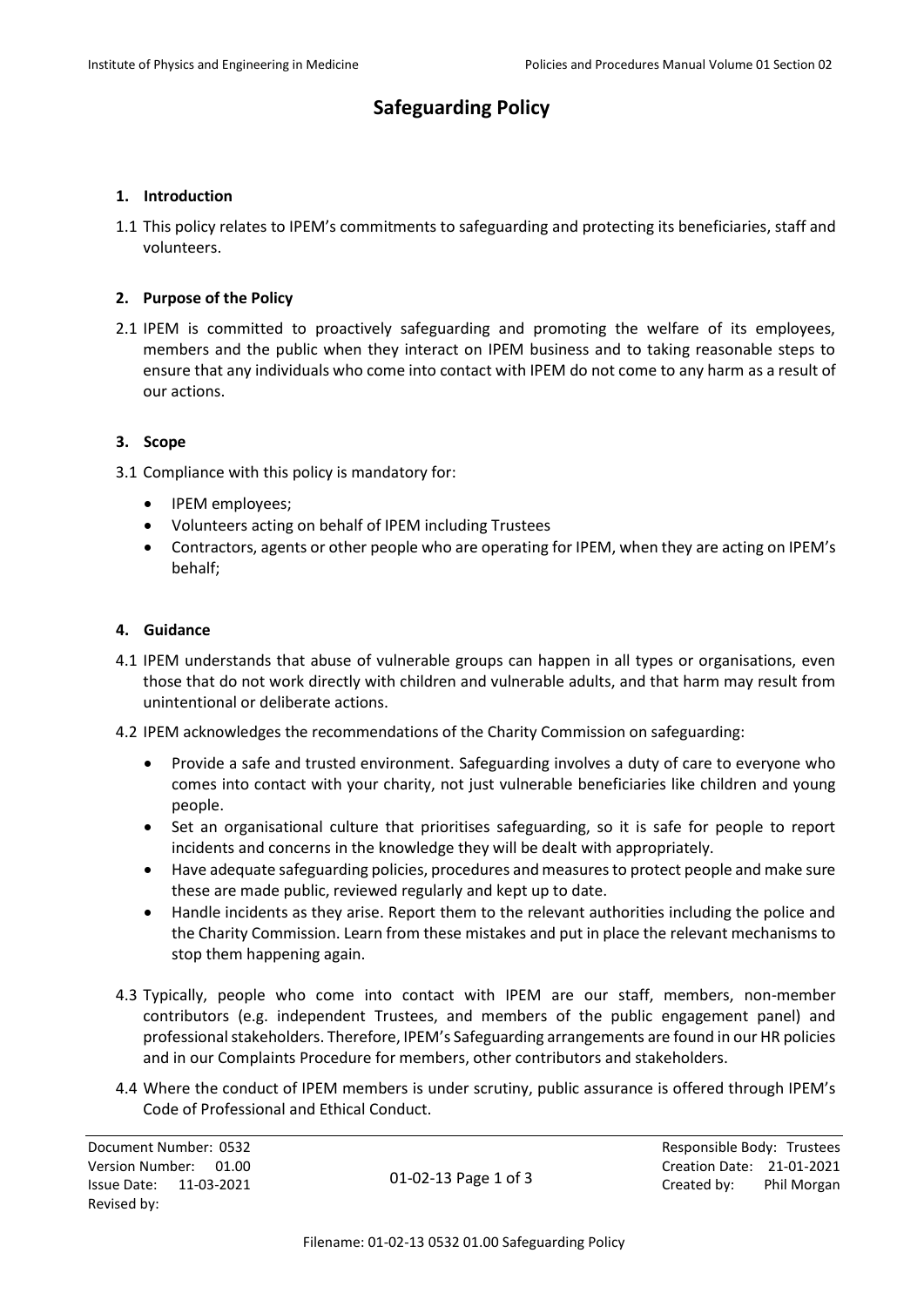# Safeguarding Policy

## 1. Introduction

1.1 This policy relates to IPEM's commitments to safeguarding and protecting its beneficiaries, staff and volunteers.

## 2. Purpose of the Policy

2.1 IPEM is committed to proactively safeguarding and promoting the welfare of its employees, members and the public when they interact on IPEM business and to taking reasonable steps to ensure that any individuals who come into contact with IPEM do not come to any harm as a result of our actions.

## 3. Scope

3.1 Compliance with this policy is mandatory for:

- IPEM employees;
- Volunteers acting on behalf of IPEM including Trustees
- Contractors, agents or other people who are operating for IPEM, when they are acting on IPEM's behalf;

## 4. Guidance

4.1 IPEM understands that abuse of vulnerable groups can happen in all types or organisations, even those that do not work directly with children and vulnerable adults, and that harm may result from unintentional or deliberate actions.

4.2 IPEM acknowledges the recommendations of the Charity Commission on safeguarding:

- Provide a safe and trusted environment. Safeguarding involves a duty of care to everyone who comes into contact with your charity, not just vulnerable beneficiaries like children and young people.
- Set an organisational culture that prioritises safeguarding, so it is safe for people to report incidents and concerns in the knowledge they will be dealt with appropriately.
- Have adequate safeguarding policies, procedures and measures to protect people and make sure these are made public, reviewed regularly and kept up to date.
- Handle incidents as they arise. Report them to the relevant authorities including the police and the Charity Commission. Learn from these mistakes and put in place the relevant mechanisms to stop them happening again.

4.3 Typically, people who come into contact with IPEM are our staff, members, non-member contributors (e.g. independent Trustees, and members of the public engagement panel) and professional stakeholders. Therefore, IPEM's Safeguarding arrangements are found in our HR policies and in our Complaints Procedure for members, other contributors and stakeholders.

4.4 Where the conduct of IPEM members is under scrutiny, public assurance is offered through IPEM's Code of Professional and Ethical Conduct.

Document Number: 0532
Version Number: 01.00
Issue Date: 11-03-2021
Revised by:

Responsible Body: Trustees
Creation Date: 21-01-2021
Created by: Phil Morgan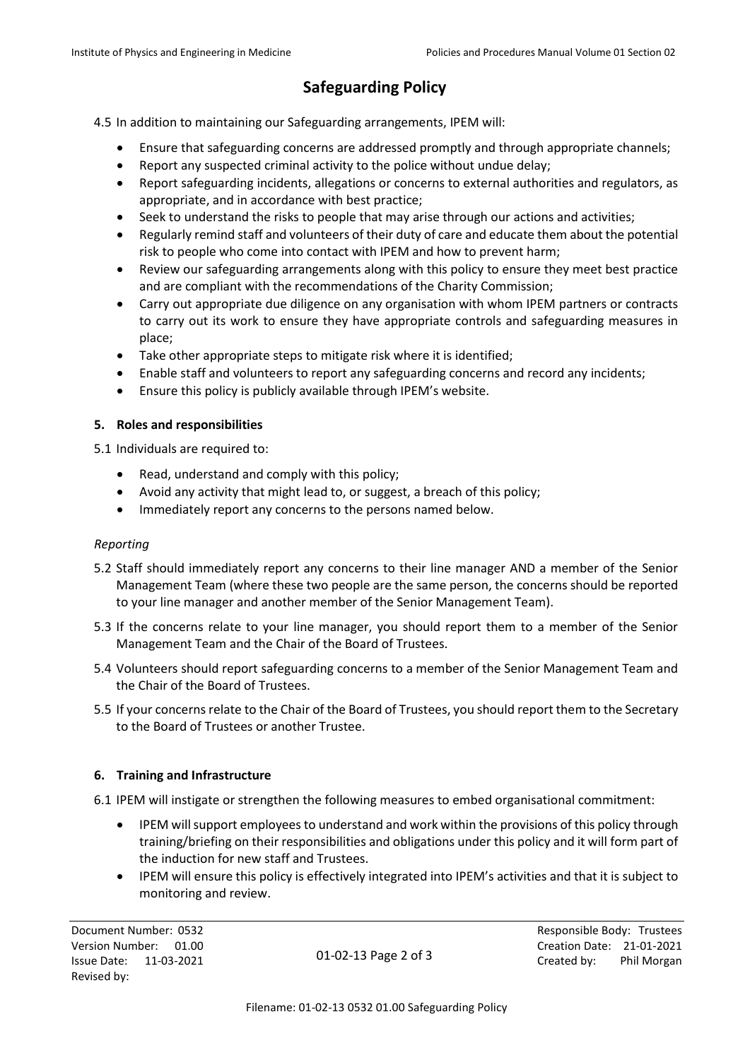# Safeguarding Policy

4.5 In addition to maintaining our Safeguarding arrangements, IPEM will:

- Ensure that safeguarding concerns are addressed promptly and through appropriate channels;
- Report any suspected criminal activity to the police without undue delay;
- Report safeguarding incidents, allegations or concerns to external authorities and regulators, as appropriate, and in accordance with best practice;
- Seek to understand the risks to people that may arise through our actions and activities;
- Regularly remind staff and volunteers of their duty of care and educate them about the potential risk to people who come into contact with IPEM and how to prevent harm;
- Review our safeguarding arrangements along with this policy to ensure they meet best practice and are compliant with the recommendations of the Charity Commission;
- Carry out appropriate due diligence on any organisation with whom IPEM partners or contracts to carry out its work to ensure they have appropriate controls and safeguarding measures in place;
- Take other appropriate steps to mitigate risk where it is identified;
- Enable staff and volunteers to report any safeguarding concerns and record any incidents;
- Ensure this policy is publicly available through IPEM's website.

## 5. Roles and responsibilities

5.1 Individuals are required to:

- Read, understand and comply with this policy;
- Avoid any activity that might lead to, or suggest, a breach of this policy;
- Immediately report any concerns to the persons named below.

*Reporting*

5.2 Staff should immediately report any concerns to their line manager AND a member of the Senior Management Team (where these two people are the same person, the concerns should be reported to your line manager and another member of the Senior Management Team).

5.3 If the concerns relate to your line manager, you should report them to a member of the Senior Management Team and the Chair of the Board of Trustees.

5.4 Volunteers should report safeguarding concerns to a member of the Senior Management Team and the Chair of the Board of Trustees.

5.5 If your concerns relate to the Chair of the Board of Trustees, you should report them to the Secretary to the Board of Trustees or another Trustee.

## 6. Training and Infrastructure

6.1 IPEM will instigate or strengthen the following measures to embed organisational commitment:

- IPEM will support employees to understand and work within the provisions of this policy through training/briefing on their responsibilities and obligations under this policy and it will form part of the induction for new staff and Trustees.
- IPEM will ensure this policy is effectively integrated into IPEM's activities and that it is subject to monitoring and review.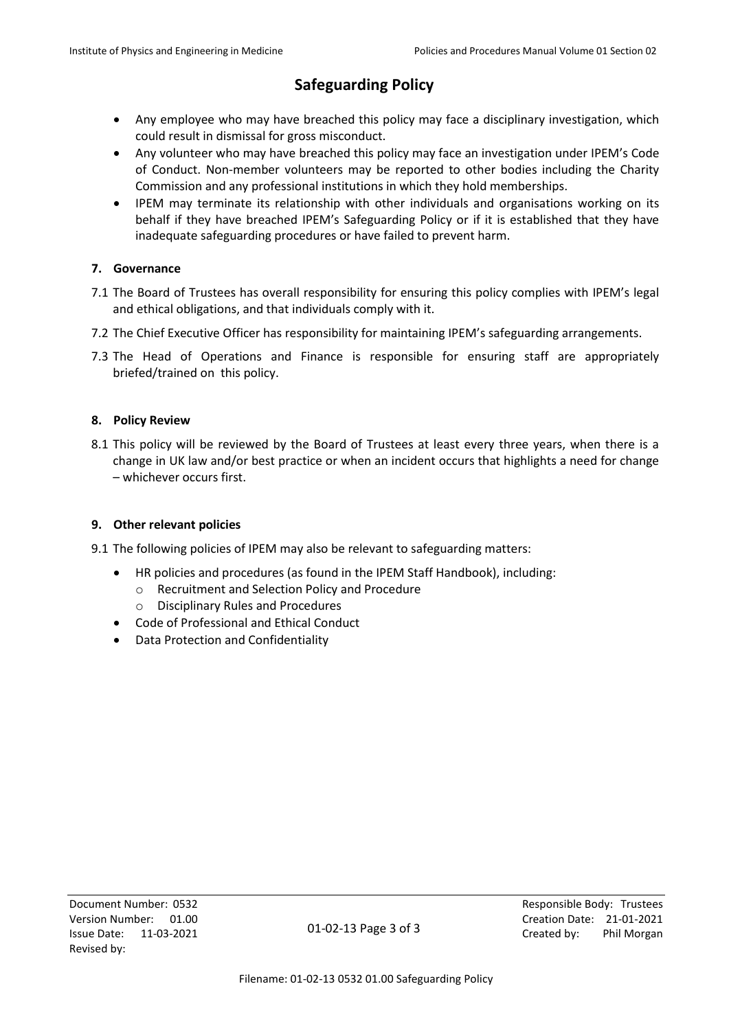- Any employee who may have breached this policy may face a disciplinary investigation, which could result in dismissal for gross misconduct.
- Any volunteer who may have breached this policy may face an investigation under IPEM's Code of Conduct. Non-member volunteers may be reported to other bodies including the Charity Commission and any professional institutions in which they hold memberships.
- IPEM may terminate its relationship with other individuals and organisations working on its behalf if they have breached IPEM's Safeguarding Policy or if it is established that they have inadequate safeguarding procedures or have failed to prevent harm.

### 7. Governance

7.1 The Board of Trustees has overall responsibility for ensuring this policy complies with IPEM's legal and ethical obligations, and that individuals comply with it.

7.2 The Chief Executive Officer has responsibility for maintaining IPEM's safeguarding arrangements.

7.3 The Head of Operations and Finance is responsible for ensuring staff are appropriately briefed/trained on this policy.

### 8. Policy Review

8.1 This policy will be reviewed by the Board of Trustees at least every three years, when there is a change in UK law and/or best practice or when an incident occurs that highlights a need for change – whichever occurs first.

### 9. Other relevant policies

9.1 The following policies of IPEM may also be relevant to safeguarding matters:

- HR policies and procedures (as found in the IPEM Staff Handbook), including:
  - Recruitment and Selection Policy and Procedure
  - Disciplinary Rules and Procedures
- Code of Professional and Ethical Conduct
- Data Protection and Confidentiality